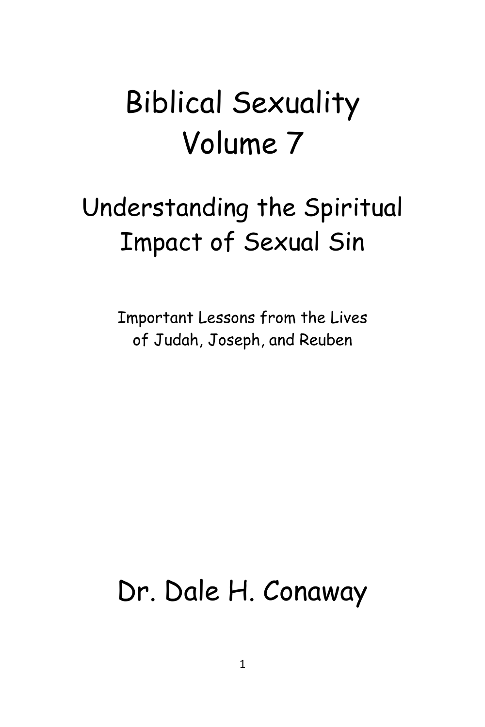# Biblical Sexuality Volume 7

## Understanding the Spiritual Impact of Sexual Sin

Important Lessons from the Lives of Judah, Joseph, and Reuben

Dr. Dale H. Conaway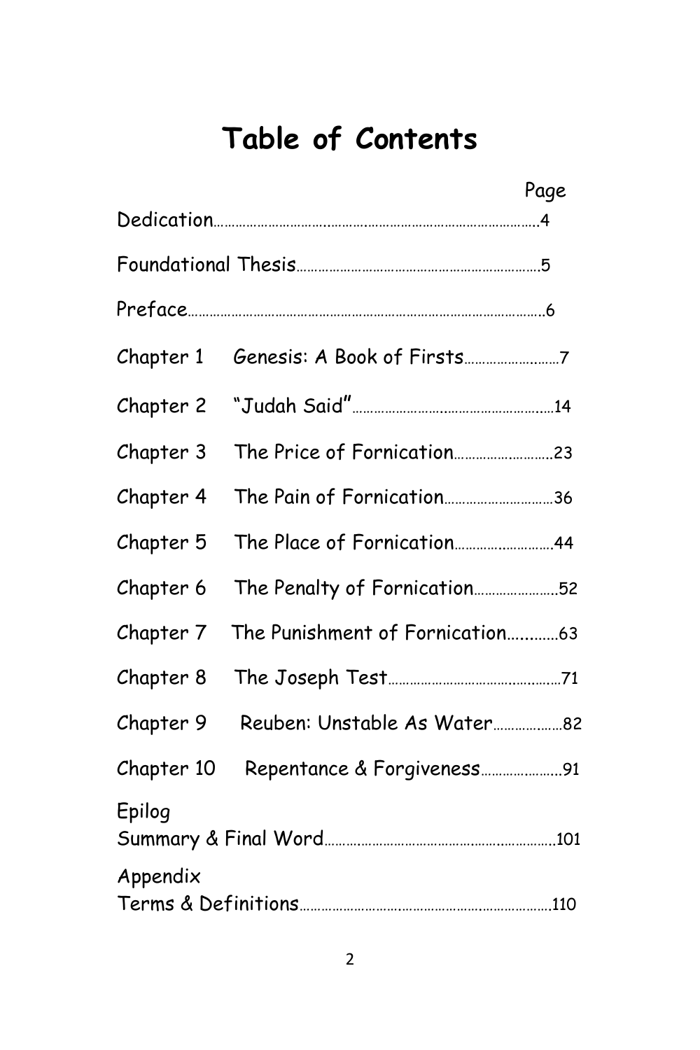# Table of Contents

| | | Page |
|---|---|---|
| Dedication | | 4 |
| Foundational Thesis | | 5 |
| Preface | | 6 |
| Chapter 1 | Genesis: A Book of Firsts | 7 |
| Chapter 2 | "Judah Said" | 14 |
| Chapter 3 | The Price of Fornication | 23 |
| Chapter 4 | The Pain of Fornication | 36 |
| Chapter 5 | The Place of Fornication | 44 |
| Chapter 6 | The Penalty of Fornication | 52 |
| Chapter 7 | The Punishment of Fornication | 63 |
| Chapter 8 | The Joseph Test | 71 |
| Chapter 9 | Reuben: Unstable As Water | 82 |
| Chapter 10 | Repentance & Forgiveness | 91 |
| Epilog<br>Summary & Final Word | | 101 |
| Appendix<br>Terms & Definitions | | 110 |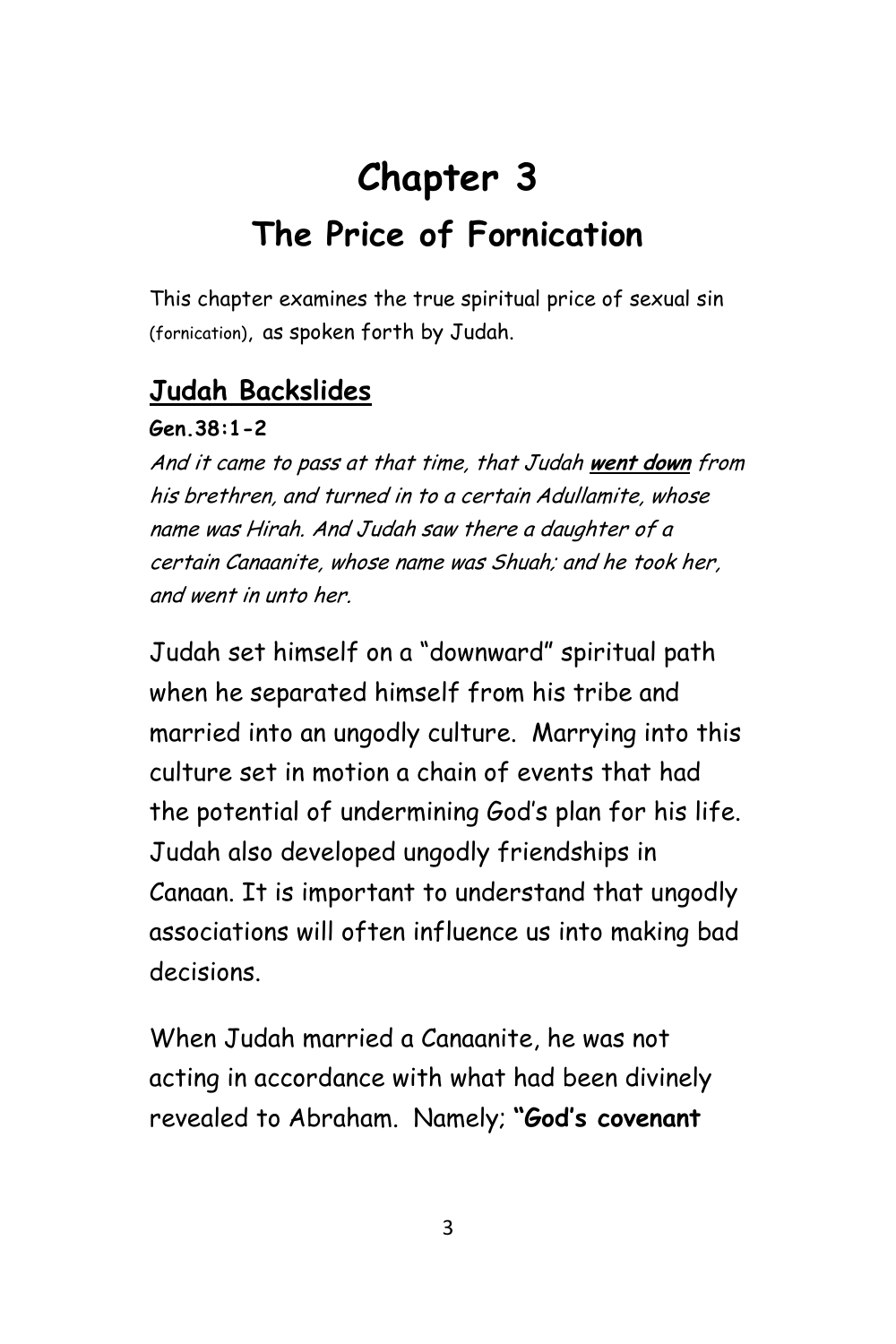# Chapter 3

## The Price of Fornication

This chapter examines the true spiritual price of sexual sin (fornication), as spoken forth by Judah.

### Judah Backslides

**Gen.38:1-2**

*And it came to pass at that time, that Judah* ***went down*** *from his brethren, and turned in to a certain Adullamite, whose name was Hirah. And Judah saw there a daughter of a certain Canaanite, whose name was Shuah; and he took her, and went in unto her.*

Judah set himself on a "downward" spiritual path when he separated himself from his tribe and married into an ungodly culture. Marrying into this culture set in motion a chain of events that had the potential of undermining God's plan for his life. Judah also developed ungodly friendships in Canaan. It is important to understand that ungodly associations will often influence us into making bad decisions.

When Judah married a Canaanite, he was not acting in accordance with what had been divinely revealed to Abraham. Namely; **"God's covenant**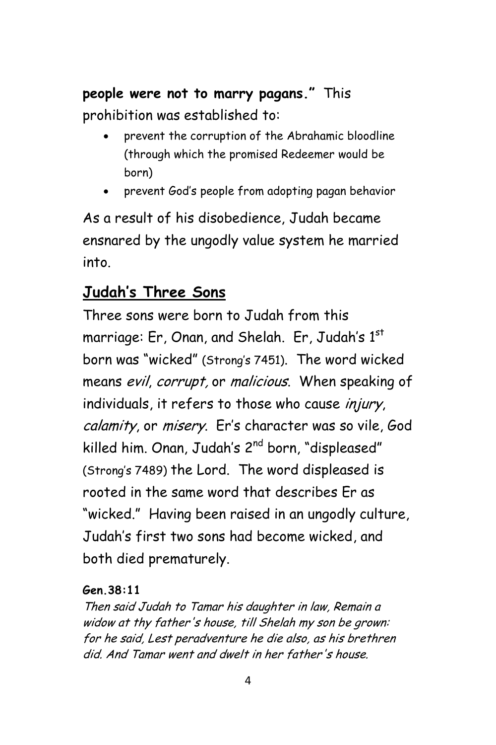**people were not to marry pagans."** This prohibition was established to:

- prevent the corruption of the Abrahamic bloodline (through which the promised Redeemer would be born)
- prevent God's people from adopting pagan behavior

As a result of his disobedience, Judah became ensnared by the ungodly value system he married into.

## **Judah's Three Sons**

Three sons were born to Judah from this marriage: Er, Onan, and Shelah. Er, Judah's 1st born was "wicked" (Strong's 7451). The word wicked means *evil*, *corrupt,* or *malicious*. When speaking of individuals, it refers to those who cause *injury*, *calamity*, or *misery*. Er's character was so vile, God killed him. Onan, Judah's 2nd born, "displeased" (Strong's 7489) the Lord. The word displeased is rooted in the same word that describes Er as "wicked." Having been raised in an ungodly culture, Judah's first two sons had become wicked, and both died prematurely.

**Gen.38:11**

*Then said Judah to Tamar his daughter in law, Remain a widow at thy father's house, till Shelah my son be grown: for he said, Lest peradventure he die also, as his brethren did. And Tamar went and dwelt in her father's house.*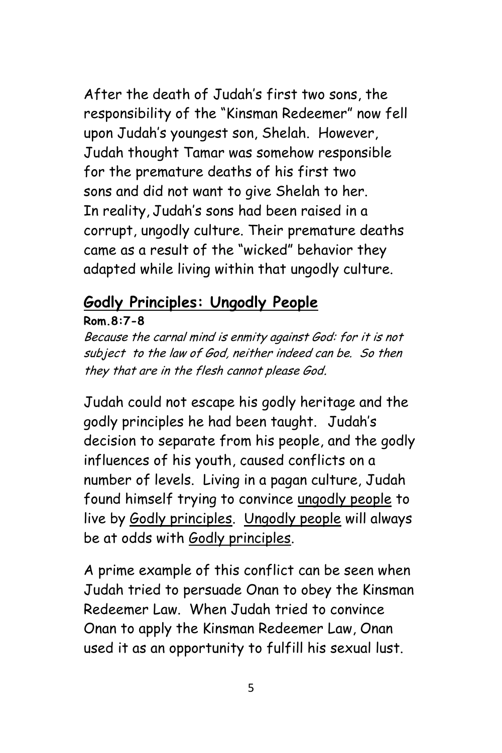After the death of Judah's first two sons, the responsibility of the "Kinsman Redeemer" now fell upon Judah's youngest son, Shelah. However, Judah thought Tamar was somehow responsible for the premature deaths of his first two sons and did not want to give Shelah to her. In reality, Judah's sons had been raised in a corrupt, ungodly culture. Their premature deaths came as a result of the "wicked" behavior they adapted while living within that ungodly culture.

## Godly Principles: Ungodly People

**Rom.8:7-8**

*Because the carnal mind is enmity against God: for it is not subject to the law of God, neither indeed can be. So then they that are in the flesh cannot please God.*

Judah could not escape his godly heritage and the godly principles he had been taught. Judah's decision to separate from his people, and the godly influences of his youth, caused conflicts on a number of levels. Living in a pagan culture, Judah found himself trying to convince <u>ungodly people</u> to live by <u>Godly principles</u>. <u>Ungodly people</u> will always be at odds with <u>Godly principles</u>.

A prime example of this conflict can be seen when Judah tried to persuade Onan to obey the Kinsman Redeemer Law. When Judah tried to convince Onan to apply the Kinsman Redeemer Law, Onan used it as an opportunity to fulfill his sexual lust.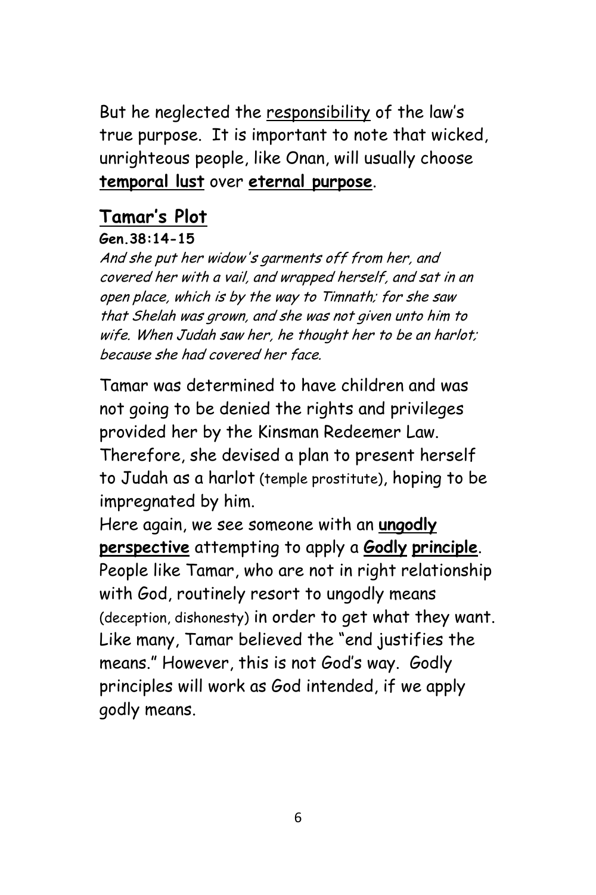But he neglected the responsibility of the law's true purpose. It is important to note that wicked, unrighteous people, like Onan, will usually choose **temporal lust** over **eternal purpose**.

## Tamar's Plot

**Gen.38:14-15**

*And she put her widow's garments off from her, and covered her with a vail, and wrapped herself, and sat in an open place, which is by the way to Timnath; for she saw that Shelah was grown, and she was not given unto him to wife. When Judah saw her, he thought her to be an harlot; because she had covered her face.*

Tamar was determined to have children and was not going to be denied the rights and privileges provided her by the Kinsman Redeemer Law. Therefore, she devised a plan to present herself to Judah as a harlot (temple prostitute), hoping to be impregnated by him.

Here again, we see someone with an **ungodly perspective** attempting to apply a **Godly principle**. People like Tamar, who are not in right relationship with God, routinely resort to ungodly means (deception, dishonesty) in order to get what they want. Like many, Tamar believed the "end justifies the means." However, this is not God's way. Godly principles will work as God intended, if we apply godly means.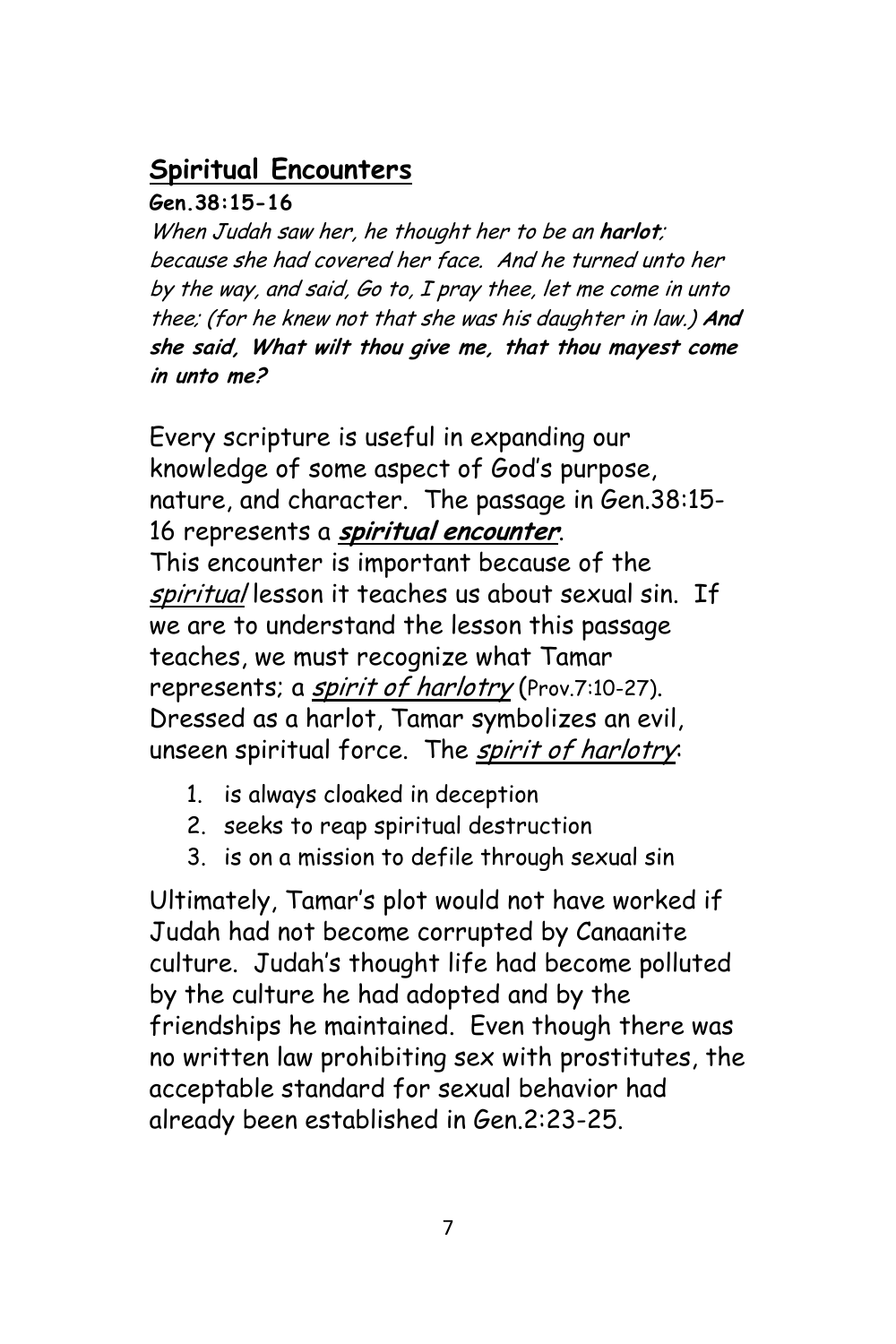## Spiritual Encounters

**Gen.38:15-16**

*When Judah saw her, he thought her to be an **harlot**; because she had covered her face. And he turned unto her by the way, and said, Go to, I pray thee, let me come in unto thee; (for he knew not that she was his daughter in law.) **And she said, What wilt thou give me, that thou mayest come in unto me?***

Every scripture is useful in expanding our knowledge of some aspect of God's purpose, nature, and character. The passage in Gen.38:15-16 represents a ***spiritual encounter***.

This encounter is important because of the *spiritual* lesson it teaches us about sexual sin. If we are to understand the lesson this passage teaches, we must recognize what Tamar represents; a *spirit of harlotry* (Prov.7:10-27). Dressed as a harlot, Tamar symbolizes an evil, unseen spiritual force. The *spirit of harlotry*:

1. is always cloaked in deception
2. seeks to reap spiritual destruction
3. is on a mission to defile through sexual sin

Ultimately, Tamar's plot would not have worked if Judah had not become corrupted by Canaanite culture. Judah's thought life had become polluted by the culture he had adopted and by the friendships he maintained. Even though there was no written law prohibiting sex with prostitutes, the acceptable standard for sexual behavior had already been established in Gen.2:23-25.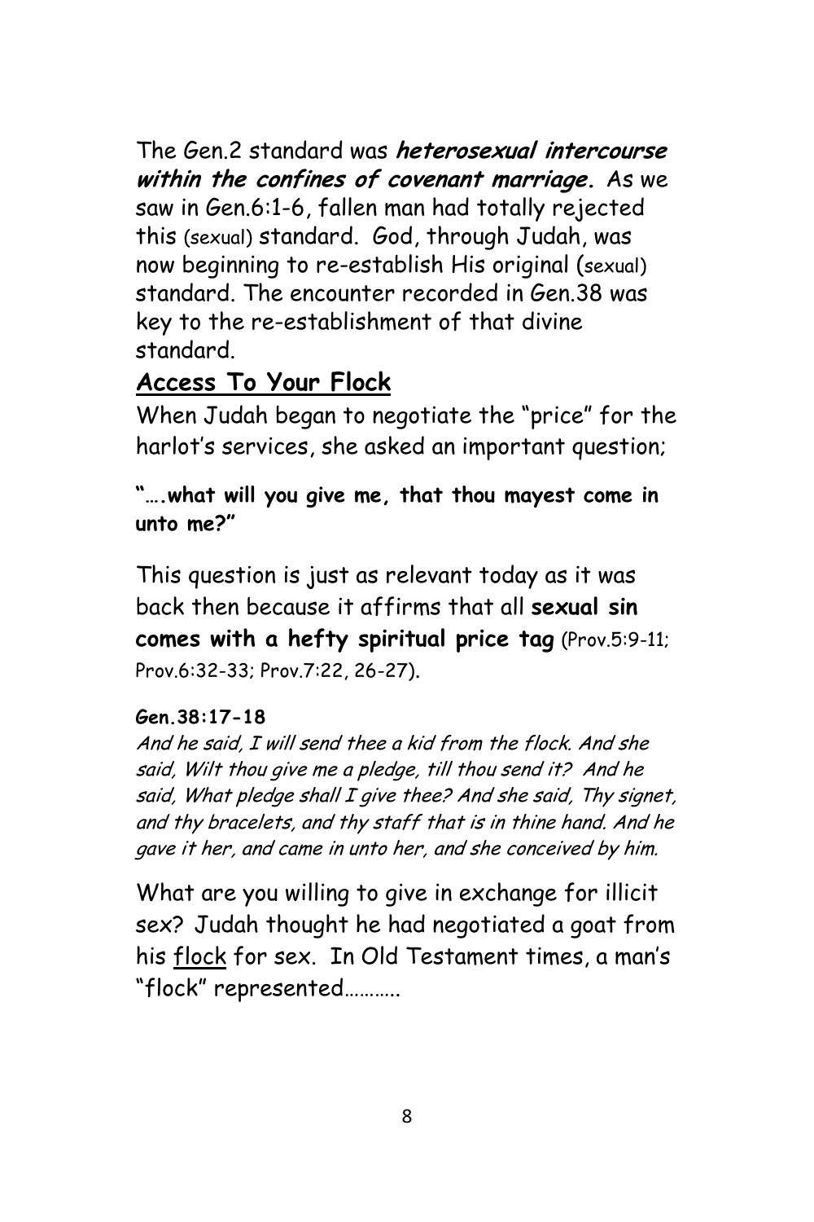The Gen.2 standard was ***heterosexual intercourse within the confines of covenant marriage.*** As we saw in Gen.6:1-6, fallen man had totally rejected this (sexual) standard. God, through Judah, was now beginning to re-establish His original (sexual) standard. The encounter recorded in Gen.38 was key to the re-establishment of that divine standard.

## Access To Your Flock

When Judah began to negotiate the "price" for the harlot's services, she asked an important question;

**"….what will you give me, that thou mayest come in unto me?"**

This question is just as relevant today as it was back then because it affirms that all **sexual sin comes with a hefty spiritual price tag** (Prov.5:9-11; Prov.6:32-33; Prov.7:22, 26-27).

**Gen.38:17-18**

*And he said, I will send thee a kid from the flock. And she said, Wilt thou give me a pledge, till thou send it? And he said, What pledge shall I give thee? And she said, Thy signet, and thy bracelets, and thy staff that is in thine hand. And he gave it her, and came in unto her, and she conceived by him.*

What are you willing to give in exchange for illicit sex? Judah thought he had negotiated a goat from his <u>flock</u> for sex. In Old Testament times, a man's "flock" represented……….